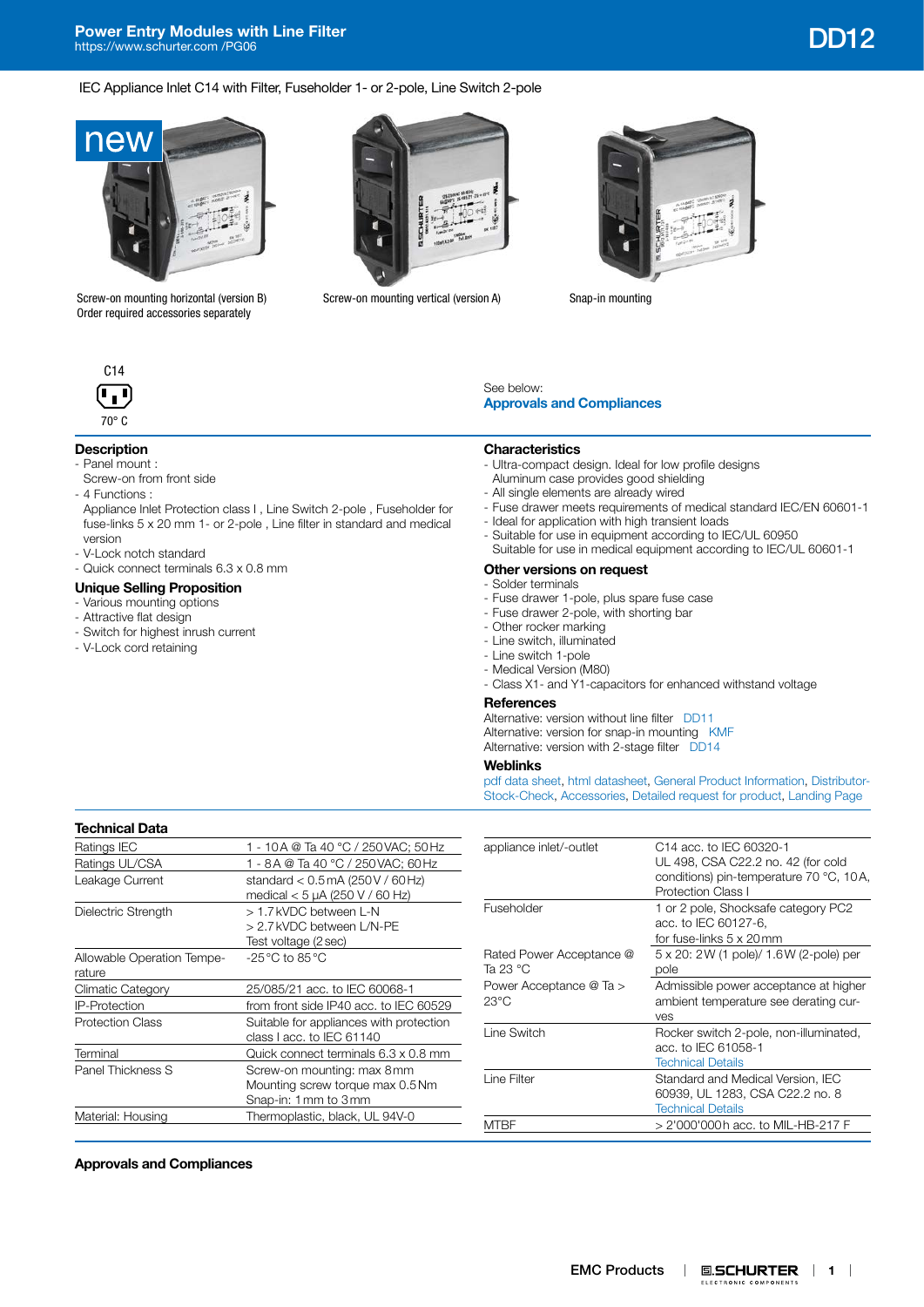# Power Entry Modules with Line Filter

https://www.schurter.com /PG06

# DD12

IEC Appliance Inlet C14 with Filter, Fuseholder 1- or 2-pole, Line Switch 2-pole

new

Screw-on mounting horizontal (version B)
Order required accessories separately

Screw-on mounting vertical (version A)

Snap-in mounting

C14

70° C

See below:
**Approvals and Compliances**

## Description

- Panel mount :
  Screw-on from front side
- 4 Functions :
  Appliance Inlet Protection class I , Line Switch 2-pole , Fuseholder for fuse-links 5 x 20 mm 1- or 2-pole , Line filter in standard and medical version
- V-Lock notch standard
- Quick connect terminals 6.3 x 0.8 mm

## Unique Selling Proposition

- Various mounting options
- Attractive flat design
- Switch for highest inrush current
- V-Lock cord retaining

## Characteristics

- Ultra-compact design. Ideal for low profile designs
  Aluminum case provides good shielding
- All single elements are already wired
- Fuse drawer meets requirements of medical standard IEC/EN 60601-1
- Ideal for application with high transient loads
- Suitable for use in equipment according to IEC/UL 60950
  Suitable for use in medical equipment according to IEC/UL 60601-1

## Other versions on request

- Solder terminals
- Fuse drawer 1-pole, plus spare fuse case
- Fuse drawer 2-pole, with shorting bar
- Other rocker marking
- Line switch, illuminated
- Line switch 1-pole
- Medical Version (M80)
- Class X1- and Y1-capacitors for enhanced withstand voltage

## References

Alternative: version without line filter DD11
Alternative: version for snap-in mounting KMF
Alternative: version with 2-stage filter DD14

## Weblinks

pdf data sheet, html datasheet, General Product Information, Distributor-Stock-Check, Accessories, Detailed request for product, Landing Page

## Technical Data

| | |
|---|---|
| Ratings IEC | 1 - 10 A @ Ta 40 °C / 250 VAC; 50 Hz |
| Ratings UL/CSA | 1 - 8 A @ Ta 40 °C / 250 VAC; 60 Hz |
| Leakage Current | standard < 0.5 mA (250 V / 60 Hz)<br>medical < 5 µA (250 V / 60 Hz) |
| Dielectric Strength | > 1.7 kVDC between L-N<br>> 2.7 kVDC between L/N-PE<br>Test voltage (2 sec) |
| Allowable Operation Temperature | -25 °C to 85 °C |
| Climatic Category | 25/085/21 acc. to IEC 60068-1 |
| IP-Protection | from front side IP40 acc. to IEC 60529 |
| Protection Class | Suitable for appliances with protection class I acc. to IEC 61140 |
| Terminal | Quick connect terminals 6.3 x 0.8 mm |
| Panel Thickness S | Screw-on mounting: max 8 mm<br>Mounting screw torque max 0.5 Nm<br>Snap-in: 1 mm to 3 mm |
| Material: Housing | Thermoplastic, black, UL 94V-0 |
| appliance inlet/-outlet | C14 acc. to IEC 60320-1<br>UL 498, CSA C22.2 no. 42 (for cold conditions) pin-temperature 70 °C, 10 A, Protection Class I |
| Fuseholder | 1 or 2 pole, Shocksafe category PC2 acc. to IEC 60127-6,<br>for fuse-links 5 x 20 mm |
| Rated Power Acceptance @ Ta 23 °C | 5 x 20: 2 W (1 pole)/ 1.6 W (2-pole) per pole |
| Power Acceptance @ Ta > 23°C | Admissible power acceptance at higher ambient temperature see derating curves |
| Line Switch | Rocker switch 2-pole, non-illuminated, acc. to IEC 61058-1<br>Technical Details |
| Line Filter | Standard and Medical Version, IEC 60939, UL 1283, CSA C22.2 no. 8<br>Technical Details |
| MTBF | > 2'000'000 h acc. to MIL-HB-217 F |

## Approvals and Compliances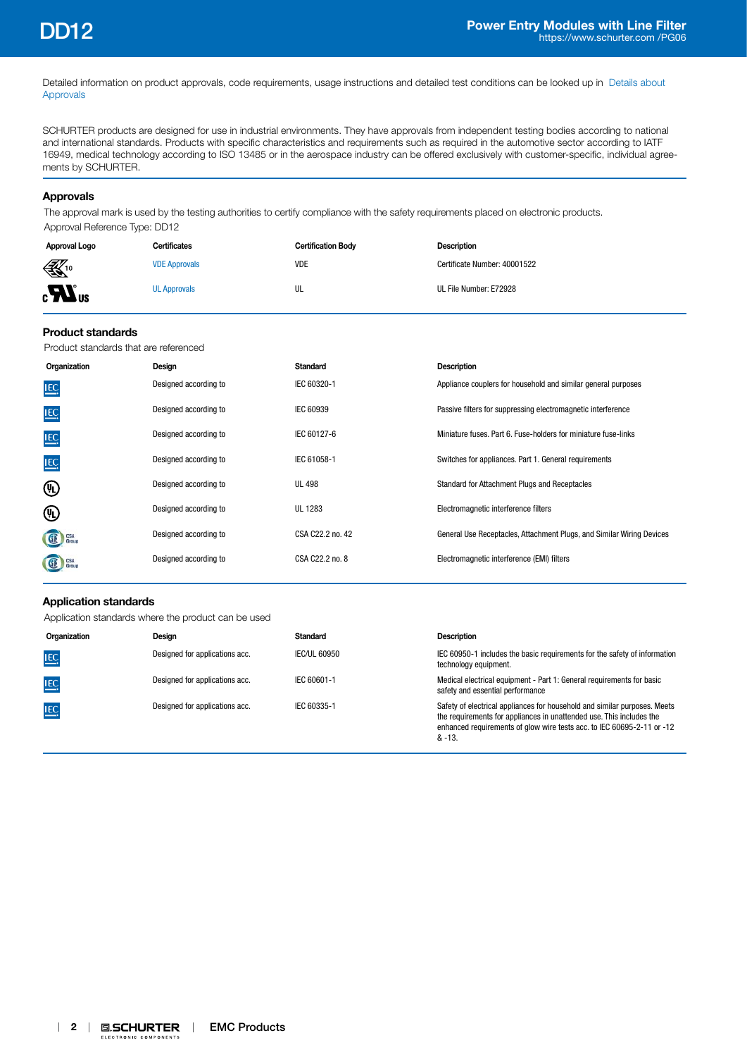Detailed information on product approvals, code requirements, usage instructions and detailed test conditions can be looked up in Details about Approvals

SCHURTER products are designed for use in industrial environments. They have approvals from independent testing bodies according to national and international standards. Products with specific characteristics and requirements such as required in the automotive sector according to IATF 16949, medical technology according to ISO 13485 or in the aerospace industry can be offered exclusively with customer-specific, individual agreements by SCHURTER.

## Approvals

The approval mark is used by the testing authorities to certify compliance with the safety requirements placed on electronic products.

Approval Reference Type: DD12

| Approval Logo | Certificates | Certification Body | Description |
|---|---|---|---|
| VDE 10 | VDE Approvals | VDE | Certificate Number: 40001522 |
| cULus | UL Approvals | UL | UL File Number: E72928 |

## Product standards

Product standards that are referenced

| Organization | Design | Standard | Description |
|---|---|---|---|
| IEC | Designed according to | IEC 60320-1 | Appliance couplers for household and similar general purposes |
| IEC | Designed according to | IEC 60939 | Passive filters for suppressing electromagnetic interference |
| IEC | Designed according to | IEC 60127-6 | Miniature fuses. Part 6. Fuse-holders for miniature fuse-links |
| IEC | Designed according to | IEC 61058-1 | Switches for appliances. Part 1. General requirements |
| UL | Designed according to | UL 498 | Standard for Attachment Plugs and Receptacles |
| UL | Designed according to | UL 1283 | Electromagnetic interference filters |
| CSA Group | Designed according to | CSA C22.2 no. 42 | General Use Receptacles, Attachment Plugs, and Similar Wiring Devices |
| CSA Group | Designed according to | CSA C22.2 no. 8 | Electromagnetic interference (EMI) filters |

## Application standards

Application standards where the product can be used

| Organization | Design | Standard | Description |
|---|---|---|---|
| IEC | Designed for applications acc. | IEC/UL 60950 | IEC 60950-1 includes the basic requirements for the safety of information technology equipment. |
| IEC | Designed for applications acc. | IEC 60601-1 | Medical electrical equipment - Part 1: General requirements for basic safety and essential performance |
| IEC | Designed for applications acc. | IEC 60335-1 | Safety of electrical appliances for household and similar purposes. Meets the requirements for appliances in unattended use. This includes the enhanced requirements of glow wire tests acc. to IEC 60695-2-11 or -12 & -13. |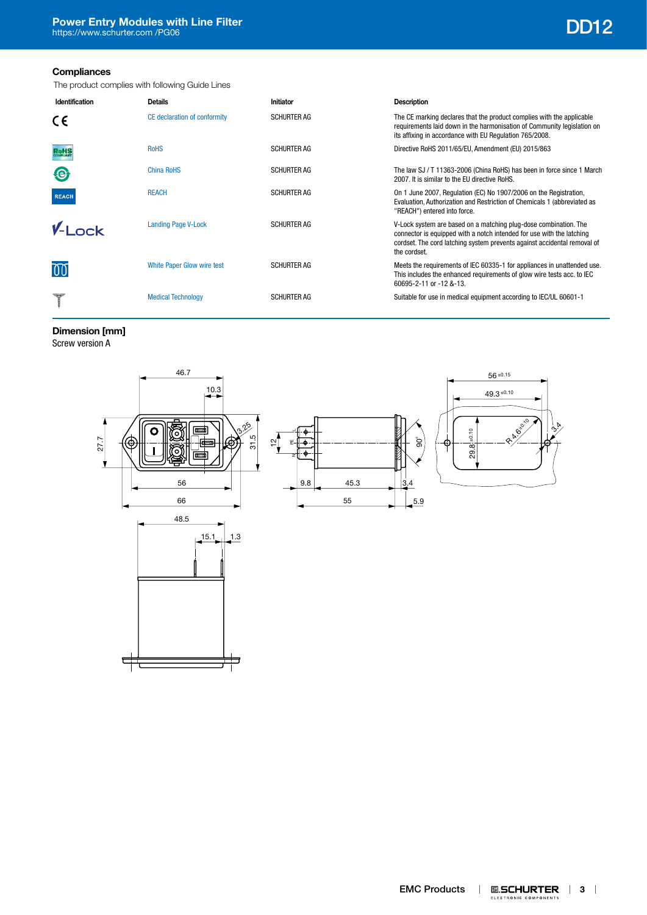## Compliances

The product complies with following Guide Lines

| Identification | Details | Initiator | Description |
|---|---|---|---|
| CE | CE declaration of conformity | SCHURTER AG | The CE marking declares that the product complies with the applicable requirements laid down in the harmonisation of Community legislation on its affixing in accordance with EU Regulation 765/2008. |
| RoHS | RoHS | SCHURTER AG | Directive RoHS 2011/65/EU, Amendment (EU) 2015/863 |
| China RoHS | China RoHS | SCHURTER AG | The law SJ / T 11363-2006 (China RoHS) has been in force since 1 March 2007. It is similar to the EU directive RoHS. |
| REACH | REACH | SCHURTER AG | On 1 June 2007, Regulation (EC) No 1907/2006 on the Registration, Evaluation, Authorization and Restriction of Chemicals 1 (abbreviated as "REACH") entered into force. |
| V-Lock | Landing Page V-Lock | SCHURTER AG | V-Lock system are based on a matching plug-dose combination. The connector is equipped with a notch intended for use with the latching cordset. The cord latching system prevents against accidental removal of the cordset. |
| | White Paper Glow wire test | SCHURTER AG | Meets the requirements of IEC 60335-1 for appliances in unattended use. This includes the enhanced requirements of glow wire tests acc. to IEC 60695-2-11 or -12 &-13. |
| | Medical Technology | SCHURTER AG | Suitable for use in medical equipment according to IEC/UL 60601-1 |

## Dimension [mm]

Screw version A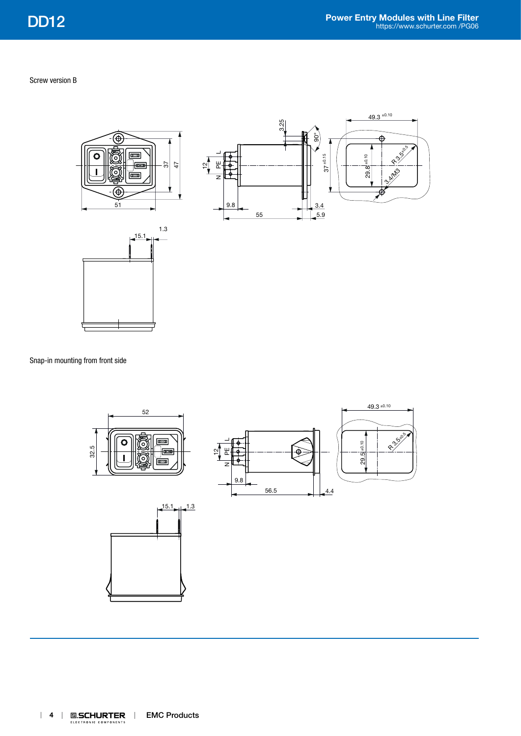Screw version B

Snap-in mounting from front side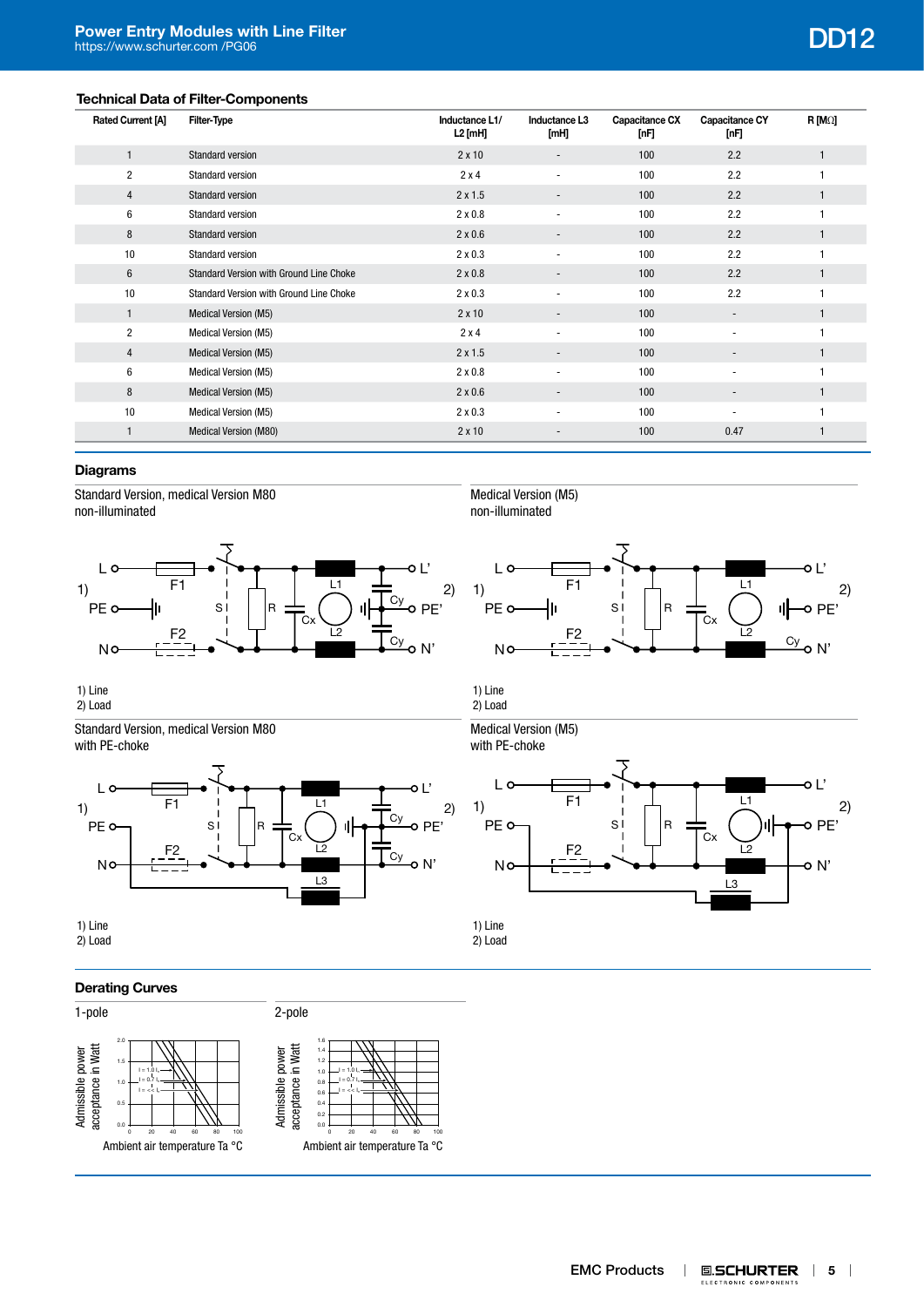## Technical Data of Filter-Components

| Rated Current [A] | Filter-Type | Inductance L1/ L2 [mH] | Inductance L3 [mH] | Capacitance CX [nF] | Capacitance CY [nF] | R [MΩ] |
|---|---|---|---|---|---|---|
| 1 | Standard version | 2 x 10 | - | 100 | 2.2 | 1 |
| 2 | Standard version | 2 x 4 | - | 100 | 2.2 | 1 |
| 4 | Standard version | 2 x 1.5 | - | 100 | 2.2 | 1 |
| 6 | Standard version | 2 x 0.8 | - | 100 | 2.2 | 1 |
| 8 | Standard version | 2 x 0.6 | - | 100 | 2.2 | 1 |
| 10 | Standard version | 2 x 0.3 | - | 100 | 2.2 | 1 |
| 6 | Standard Version with Ground Line Choke | 2 x 0.8 | - | 100 | 2.2 | 1 |
| 10 | Standard Version with Ground Line Choke | 2 x 0.3 | - | 100 | 2.2 | 1 |
| 1 | Medical Version (M5) | 2 x 10 | - | 100 | - | 1 |
| 2 | Medical Version (M5) | 2 x 4 | - | 100 | - | 1 |
| 4 | Medical Version (M5) | 2 x 1.5 | - | 100 | - | 1 |
| 6 | Medical Version (M5) | 2 x 0.8 | - | 100 | - | 1 |
| 8 | Medical Version (M5) | 2 x 0.6 | - | 100 | - | 1 |
| 10 | Medical Version (M5) | 2 x 0.3 | - | 100 | - | 1 |
| 1 | Medical Version (M80) | 2 x 10 | - | 100 | 0.47 | 1 |

## Diagrams

**Standard Version, medical Version M80 non-illuminated**

1) Line
2) Load

**Medical Version (M5) non-illuminated**

1) Line
2) Load

**Standard Version, medical Version M80 with PE-choke**

1) Line
2) Load

**Medical Version (M5) with PE-choke**

1) Line
2) Load

## Derating Curves

**1-pole**

Admissible power acceptance in Watt / Ambient air temperature Ta °C

**2-pole**

Admissible power acceptance in Watt / Ambient air temperature Ta °C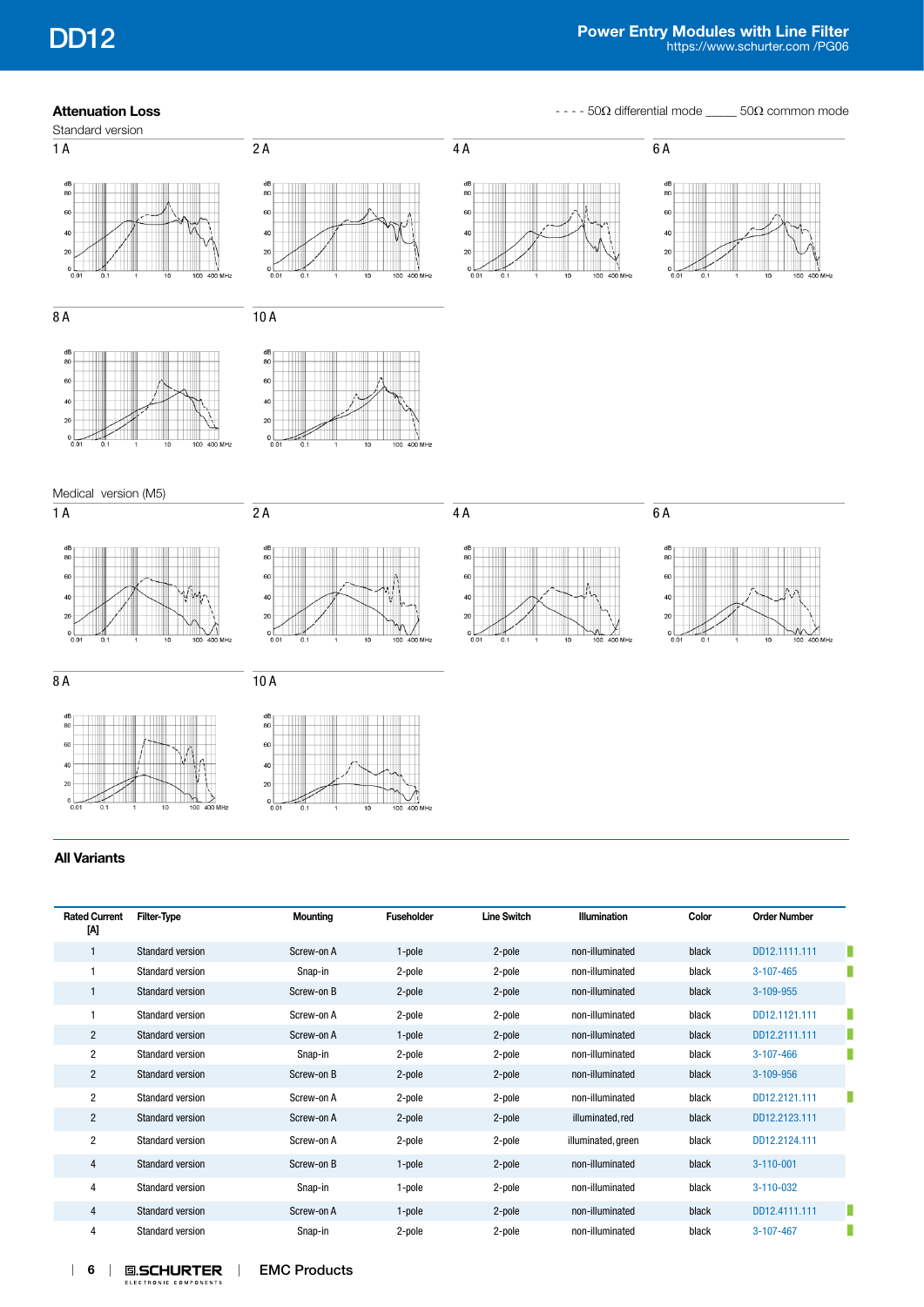## Attenuation Loss

- - - - 50Ω differential mode _____ 50Ω common mode

Standard version

1 A

2 A

4 A

6 A

8 A

10 A

Medical version (M5)

1 A

2 A

4 A

6 A

8 A

10 A

## All Variants

| Rated Current [A] | Filter-Type | Mounting | Fuseholder | Line Switch | Illumination | Color | Order Number |
|---|---|---|---|---|---|---|---|
| 1 | Standard version | Screw-on A | 1-pole | 2-pole | non-illuminated | black | DD12.1111.111 |
| 1 | Standard version | Snap-in | 2-pole | 2-pole | non-illuminated | black | 3-107-465 |
| 1 | Standard version | Screw-on B | 2-pole | 2-pole | non-illuminated | black | 3-109-955 |
| 1 | Standard version | Screw-on A | 2-pole | 2-pole | non-illuminated | black | DD12.1121.111 |
| 2 | Standard version | Screw-on A | 1-pole | 2-pole | non-illuminated | black | DD12.2111.111 |
| 2 | Standard version | Snap-in | 2-pole | 2-pole | non-illuminated | black | 3-107-466 |
| 2 | Standard version | Screw-on B | 2-pole | 2-pole | non-illuminated | black | 3-109-956 |
| 2 | Standard version | Screw-on A | 2-pole | 2-pole | non-illuminated | black | DD12.2121.111 |
| 2 | Standard version | Screw-on A | 2-pole | 2-pole | illuminated, red | black | DD12.2123.111 |
| 2 | Standard version | Screw-on A | 2-pole | 2-pole | illuminated, green | black | DD12.2124.111 |
| 4 | Standard version | Screw-on B | 1-pole | 2-pole | non-illuminated | black | 3-110-001 |
| 4 | Standard version | Snap-in | 1-pole | 2-pole | non-illuminated | black | 3-110-032 |
| 4 | Standard version | Screw-on A | 1-pole | 2-pole | non-illuminated | black | DD12.4111.111 |
| 4 | Standard version | Snap-in | 2-pole | 2-pole | non-illuminated | black | 3-107-467 |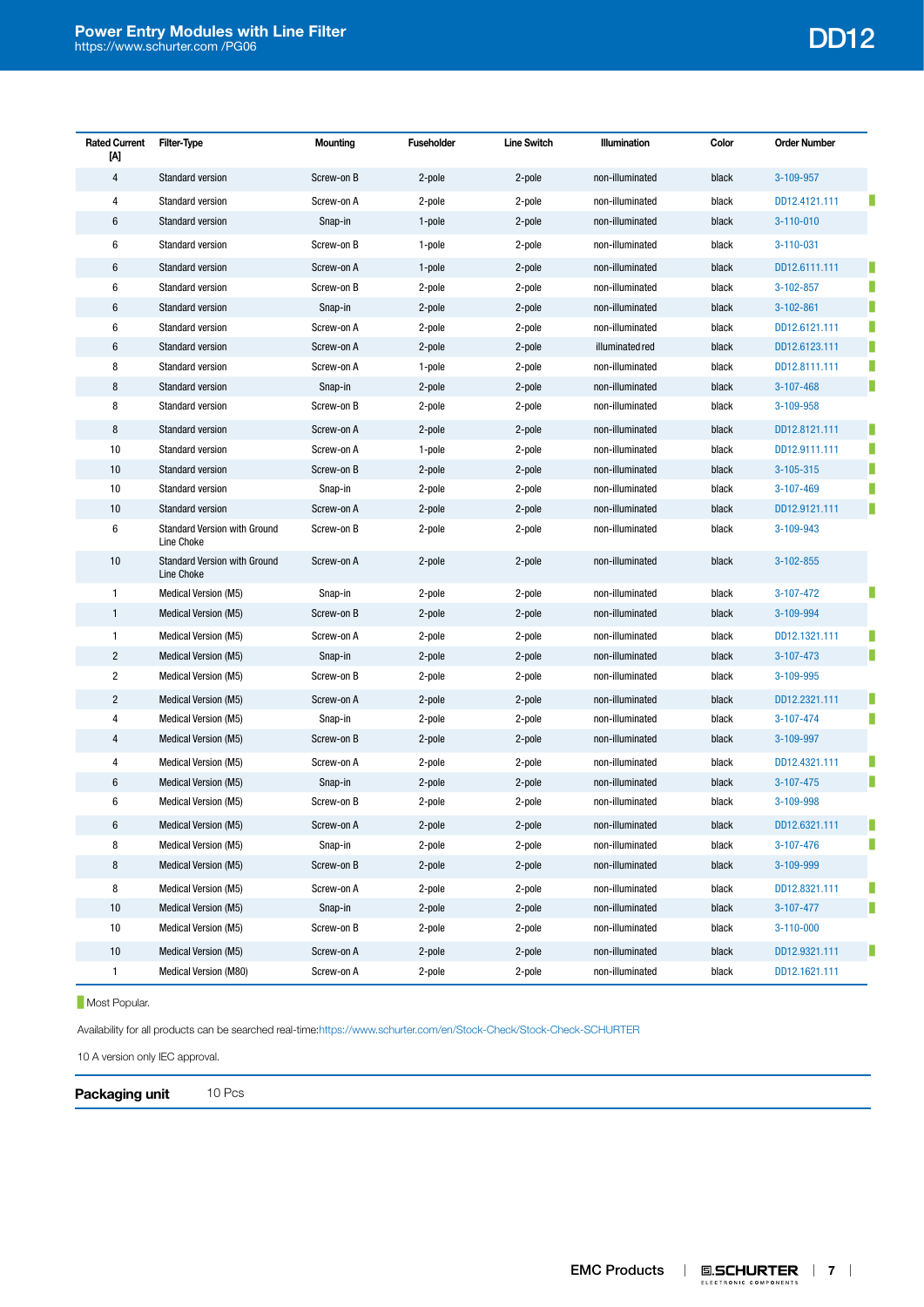| Rated Current [A] | Filter-Type | Mounting | Fuseholder | Line Switch | Illumination | Color | Order Number | |
|---|---|---|---|---|---|---|---|---|
| 4 | Standard version | Screw-on B | 2-pole | 2-pole | non-illuminated | black | 3-109-957 | |
| 4 | Standard version | Screw-on A | 2-pole | 2-pole | non-illuminated | black | DD12.4121.111 | ▮ |
| 6 | Standard version | Snap-in | 1-pole | 2-pole | non-illuminated | black | 3-110-010 | |
| 6 | Standard version | Screw-on B | 1-pole | 2-pole | non-illuminated | black | 3-110-031 | |
| 6 | Standard version | Screw-on A | 1-pole | 2-pole | non-illuminated | black | DD12.6111.111 | ▮ |
| 6 | Standard version | Screw-on B | 2-pole | 2-pole | non-illuminated | black | 3-102-857 | ▮ |
| 6 | Standard version | Snap-in | 2-pole | 2-pole | non-illuminated | black | 3-102-861 | ▮ |
| 6 | Standard version | Screw-on A | 2-pole | 2-pole | non-illuminated | black | DD12.6121.111 | ▮ |
| 6 | Standard version | Screw-on A | 2-pole | 2-pole | illuminated red | black | DD12.6123.111 | ▮ |
| 8 | Standard version | Screw-on A | 1-pole | 2-pole | non-illuminated | black | DD12.8111.111 | ▮ |
| 8 | Standard version | Snap-in | 2-pole | 2-pole | non-illuminated | black | 3-107-468 | ▮ |
| 8 | Standard version | Screw-on B | 2-pole | 2-pole | non-illuminated | black | 3-109-958 | |
| 8 | Standard version | Screw-on A | 2-pole | 2-pole | non-illuminated | black | DD12.8121.111 | ▮ |
| 10 | Standard version | Screw-on A | 1-pole | 2-pole | non-illuminated | black | DD12.9111.111 | ▮ |
| 10 | Standard version | Screw-on B | 2-pole | 2-pole | non-illuminated | black | 3-105-315 | ▮ |
| 10 | Standard version | Snap-in | 2-pole | 2-pole | non-illuminated | black | 3-107-469 | ▮ |
| 10 | Standard version | Screw-on A | 2-pole | 2-pole | non-illuminated | black | DD12.9121.111 | ▮ |
| 6 | Standard Version with Ground Line Choke | Screw-on B | 2-pole | 2-pole | non-illuminated | black | 3-109-943 | |
| 10 | Standard Version with Ground Line Choke | Screw-on A | 2-pole | 2-pole | non-illuminated | black | 3-102-855 | |
| 1 | Medical Version (M5) | Snap-in | 2-pole | 2-pole | non-illuminated | black | 3-107-472 | ▮ |
| 1 | Medical Version (M5) | Screw-on B | 2-pole | 2-pole | non-illuminated | black | 3-109-994 | |
| 1 | Medical Version (M5) | Screw-on A | 2-pole | 2-pole | non-illuminated | black | DD12.1321.111 | ▮ |
| 2 | Medical Version (M5) | Snap-in | 2-pole | 2-pole | non-illuminated | black | 3-107-473 | ▮ |
| 2 | Medical Version (M5) | Screw-on B | 2-pole | 2-pole | non-illuminated | black | 3-109-995 | |
| 2 | Medical Version (M5) | Screw-on A | 2-pole | 2-pole | non-illuminated | black | DD12.2321.111 | ▮ |
| 4 | Medical Version (M5) | Snap-in | 2-pole | 2-pole | non-illuminated | black | 3-107-474 | ▮ |
| 4 | Medical Version (M5) | Screw-on B | 2-pole | 2-pole | non-illuminated | black | 3-109-997 | |
| 4 | Medical Version (M5) | Screw-on A | 2-pole | 2-pole | non-illuminated | black | DD12.4321.111 | ▮ |
| 6 | Medical Version (M5) | Snap-in | 2-pole | 2-pole | non-illuminated | black | 3-107-475 | ▮ |
| 6 | Medical Version (M5) | Screw-on B | 2-pole | 2-pole | non-illuminated | black | 3-109-998 | |
| 6 | Medical Version (M5) | Screw-on A | 2-pole | 2-pole | non-illuminated | black | DD12.6321.111 | ▮ |
| 8 | Medical Version (M5) | Snap-in | 2-pole | 2-pole | non-illuminated | black | 3-107-476 | ▮ |
| 8 | Medical Version (M5) | Screw-on B | 2-pole | 2-pole | non-illuminated | black | 3-109-999 | |
| 8 | Medical Version (M5) | Screw-on A | 2-pole | 2-pole | non-illuminated | black | DD12.8321.111 | ▮ |
| 10 | Medical Version (M5) | Snap-in | 2-pole | 2-pole | non-illuminated | black | 3-107-477 | ▮ |
| 10 | Medical Version (M5) | Screw-on B | 2-pole | 2-pole | non-illuminated | black | 3-110-000 | |
| 10 | Medical Version (M5) | Screw-on A | 2-pole | 2-pole | non-illuminated | black | DD12.9321.111 | ▮ |
| 1 | Medical Version (M80) | Screw-on A | 2-pole | 2-pole | non-illuminated | black | DD12.1621.111 | |

▮ Most Popular.

Availability for all products can be searched real-time:https://www.schurter.com/en/Stock-Check/Stock-Check-SCHURTER

10 A version only IEC approval.

**Packaging unit** 10 Pcs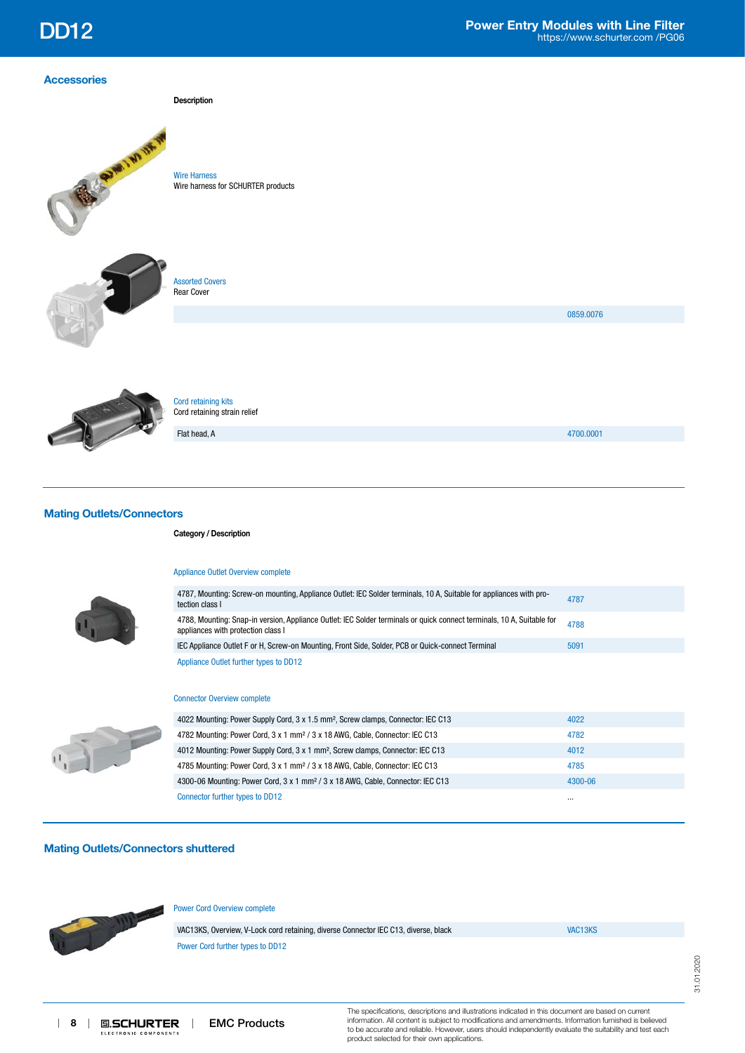## Accessories

**Description**

Wire Harness
Wire harness for SCHURTER products

Assorted Covers
Rear Cover

| | |
|---|---|
| | 0859.0076 |

Cord retaining kits
Cord retaining strain relief

| | |
|---|---|
| Flat head, A | 4700.0001 |

## Mating Outlets/Connectors

**Category / Description**

Appliance Outlet Overview complete

| | |
|---|---|
| 4787, Mounting: Screw-on mounting, Appliance Outlet: IEC Solder terminals, 10 A, Suitable for appliances with protection class I | 4787 |
| 4788, Mounting: Snap-in version, Appliance Outlet: IEC Solder terminals or quick connect terminals, 10 A, Suitable for appliances with protection class I | 4788 |
| IEC Appliance Outlet F or H, Screw-on Mounting, Front Side, Solder, PCB or Quick-connect Terminal | 5091 |
| Appliance Outlet further types to DD12 | |

Connector Overview complete

| | |
|---|---|
| 4022 Mounting: Power Supply Cord, 3 x 1.5 mm², Screw clamps, Connector: IEC C13 | 4022 |
| 4782 Mounting: Power Cord, 3 x 1 mm² / 3 x 18 AWG, Cable, Connector: IEC C13 | 4782 |
| 4012 Mounting: Power Supply Cord, 3 x 1 mm², Screw clamps, Connector: IEC C13 | 4012 |
| 4785 Mounting: Power Cord, 3 x 1 mm² / 3 x 18 AWG, Cable, Connector: IEC C13 | 4785 |
| 4300-06 Mounting: Power Cord, 3 x 1 mm² / 3 x 18 AWG, Cable, Connector: IEC C13 | 4300-06 |
| Connector further types to DD12 | ... |

## Mating Outlets/Connectors shuttered

Power Cord Overview complete

| | |
|---|---|
| VAC13KS, Overview, V-Lock cord retaining, diverse Connector IEC C13, diverse, black | VAC13KS |
| Power Cord further types to DD12 | |

31.01.2020

The specifications, descriptions and illustrations indicated in this document are based on current information. All content is subject to modifications and amendments. Information furnished is believed to be accurate and reliable. However, users should independently evaluate the suitability and test each product selected for their own applications.